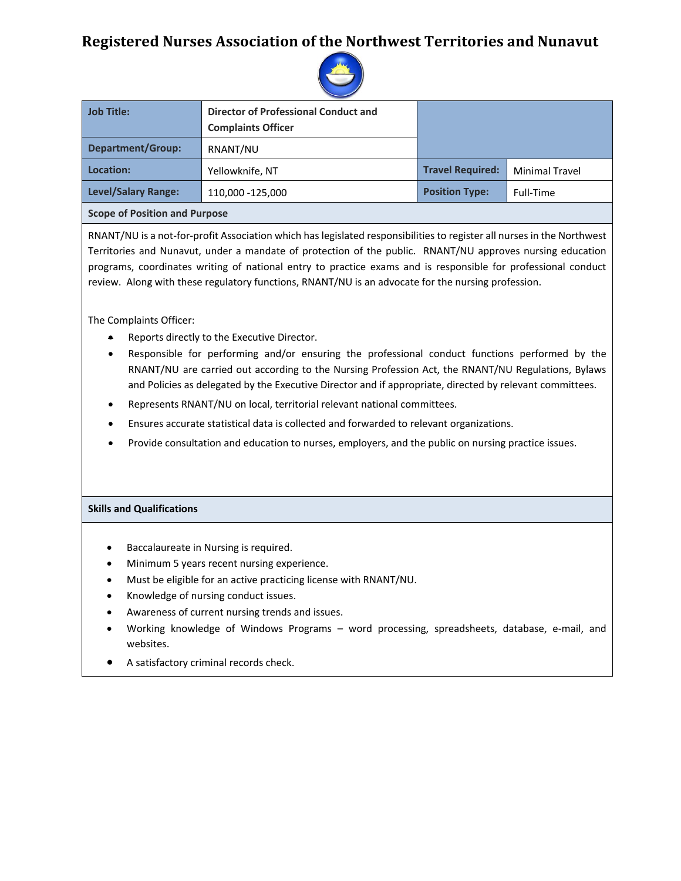# Registered Nurses Association of the Northwest Territories and Nunavut

| Job Title: | Director of Professional Conduct and Complaints Officer | | |
|---|---|---|---|
| Department/Group: | RNANT/NU | | |
| Location: | Yellowknife, NT | Travel Required: | Minimal Travel |
| Level/Salary Range: | 110,000 -125,000 | Position Type: | Full-Time |

## Scope of Position and Purpose

RNANT/NU is a not-for-profit Association which has legislated responsibilities to register all nurses in the Northwest Territories and Nunavut, under a mandate of protection of the public. RNANT/NU approves nursing education programs, coordinates writing of national entry to practice exams and is responsible for professional conduct review. Along with these regulatory functions, RNANT/NU is an advocate for the nursing profession.

The Complaints Officer:

- Reports directly to the Executive Director.
- Responsible for performing and/or ensuring the professional conduct functions performed by the RNANT/NU are carried out according to the Nursing Profession Act, the RNANT/NU Regulations, Bylaws and Policies as delegated by the Executive Director and if appropriate, directed by relevant committees.
- Represents RNANT/NU on local, territorial relevant national committees.
- Ensures accurate statistical data is collected and forwarded to relevant organizations.
- Provide consultation and education to nurses, employers, and the public on nursing practice issues.

## Skills and Qualifications

- Baccalaureate in Nursing is required.
- Minimum 5 years recent nursing experience.
- Must be eligible for an active practicing license with RNANT/NU.
- Knowledge of nursing conduct issues.
- Awareness of current nursing trends and issues.
- Working knowledge of Windows Programs – word processing, spreadsheets, database, e-mail, and websites.
- A satisfactory criminal records check.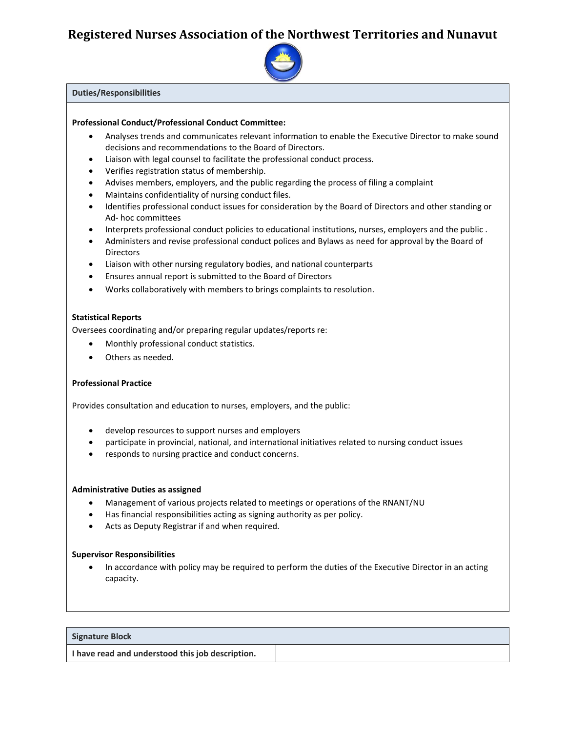# Registered Nurses Association of the Northwest Territories and Nunavut

## Duties/Responsibilities

**Professional Conduct/Professional Conduct Committee:**

- Analyses trends and communicates relevant information to enable the Executive Director to make sound decisions and recommendations to the Board of Directors.
- Liaison with legal counsel to facilitate the professional conduct process.
- Verifies registration status of membership.
- Advises members, employers, and the public regarding the process of filing a complaint
- Maintains confidentiality of nursing conduct files.
- Identifies professional conduct issues for consideration by the Board of Directors and other standing or Ad- hoc committees
- Interprets professional conduct policies to educational institutions, nurses, employers and the public .
- Administers and revise professional conduct polices and Bylaws as need for approval by the Board of Directors
- Liaison with other nursing regulatory bodies, and national counterparts
- Ensures annual report is submitted to the Board of Directors
- Works collaboratively with members to brings complaints to resolution.

**Statistical Reports**

Oversees coordinating and/or preparing regular updates/reports re:

- Monthly professional conduct statistics.
- Others as needed.

**Professional Practice**

Provides consultation and education to nurses, employers, and the public:

- develop resources to support nurses and employers
- participate in provincial, national, and international initiatives related to nursing conduct issues
- responds to nursing practice and conduct concerns.

**Administrative Duties as assigned**

- Management of various projects related to meetings or operations of the RNANT/NU
- Has financial responsibilities acting as signing authority as per policy.
- Acts as Deputy Registrar if and when required.

**Supervisor Responsibilities**

- In accordance with policy may be required to perform the duties of the Executive Director in an acting capacity.

| Signature Block | |
|---|---|
| **I have read and understood this job description.** | |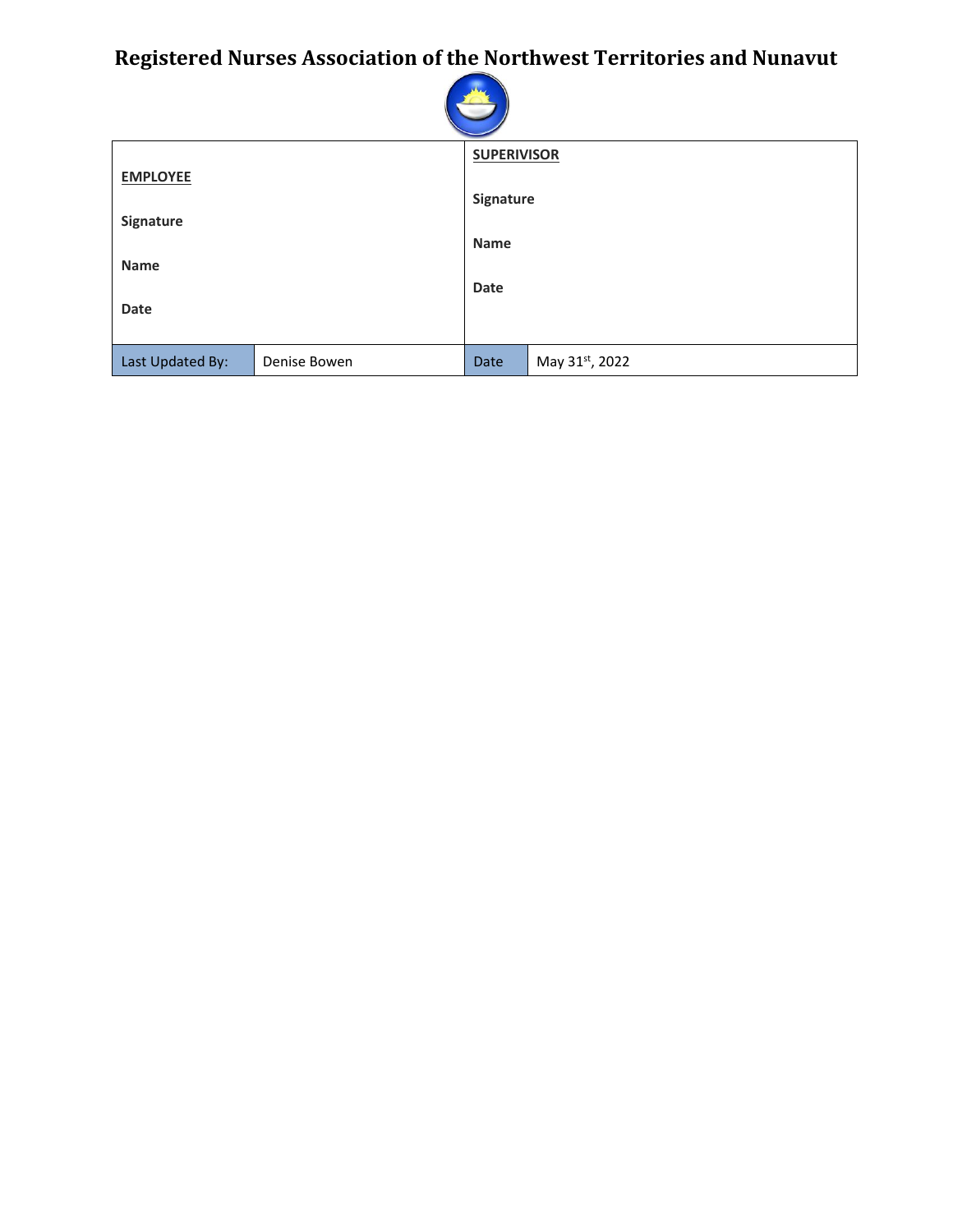# Registered Nurses Association of the Northwest Territories and Nunavut

| | | | |
|---|---|---|---|
| **EMPLOYEE**<br><br>**Signature**<br><br>**Name**<br><br>**Date** | | **SUPERIVISOR**<br><br>**Signature**<br><br>**Name**<br><br>**Date** | |
| Last Updated By: | Denise Bowen | Date | May 31st, 2022 |